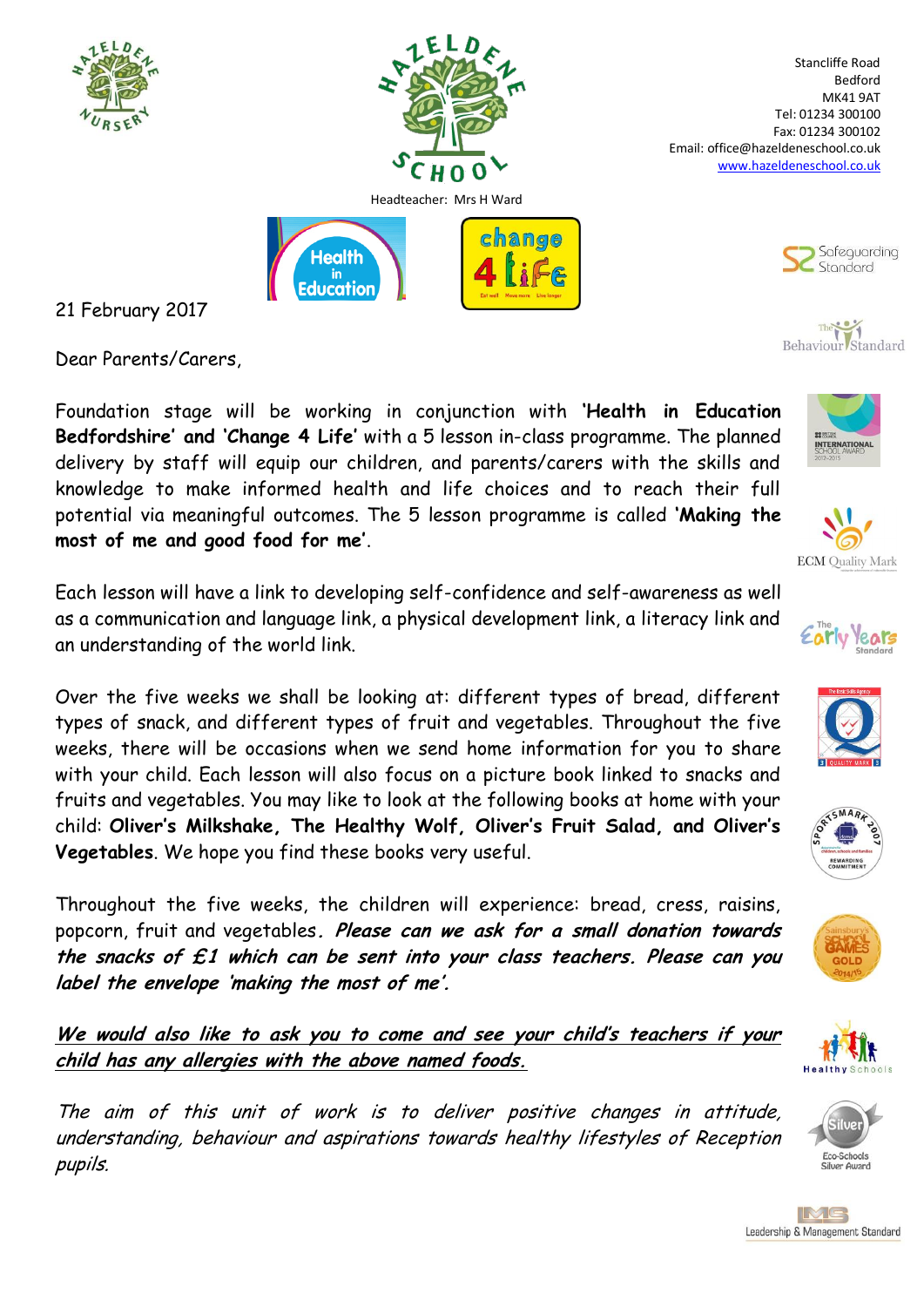Stancliffe Road
Bedford
MK41 9AT
Tel: 01234 300100
Fax: 01234 300102
Email: office@hazeldeneschool.co.uk
www.hazeldeneschool.co.uk

Headteacher: Mrs H Ward

21 February 2017

Dear Parents/Carers,

Foundation stage will be working in conjunction with **'Health in Education Bedfordshire'** and **'Change 4 Life'** with a 5 lesson in-class programme. The planned delivery by staff will equip our children, and parents/carers with the skills and knowledge to make informed health and life choices and to reach their full potential via meaningful outcomes. The 5 lesson programme is called **'Making the most of me and good food for me'**.

Each lesson will have a link to developing self-confidence and self-awareness as well as a communication and language link, a physical development link, a literacy link and an understanding of the world link.

Over the five weeks we shall be looking at: different types of bread, different types of snack, and different types of fruit and vegetables. Throughout the five weeks, there will be occasions when we send home information for you to share with your child. Each lesson will also focus on a picture book linked to snacks and fruits and vegetables. You may like to look at the following books at home with your child: **Oliver's Milkshake, The Healthy Wolf, Oliver's Fruit Salad, and Oliver's Vegetables**. We hope you find these books very useful.

Throughout the five weeks, the children will experience: bread, cress, raisins, popcorn, fruit and vegetables. ***Please can we ask for a small donation towards the snacks of £1 which can be sent into your class teachers. Please can you label the envelope 'making the most of me'.***

***<u>We would also like to ask you to come and see your child's teachers if your child has any allergies with the above named foods.</u>***

*The aim of this unit of work is to deliver positive changes in attitude, understanding, behaviour and aspirations towards healthy lifestyles of Reception pupils.*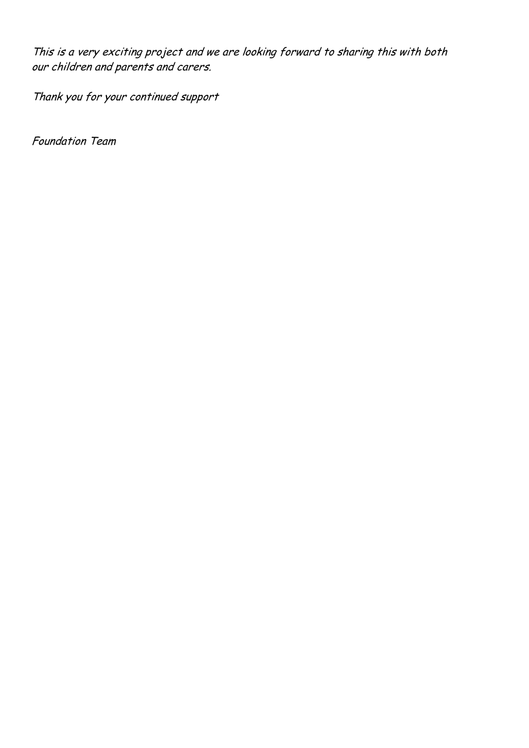*This is a very exciting project and we are looking forward to sharing this with both our children and parents and carers.*

*Thank you for your continued support*

*Foundation Team*